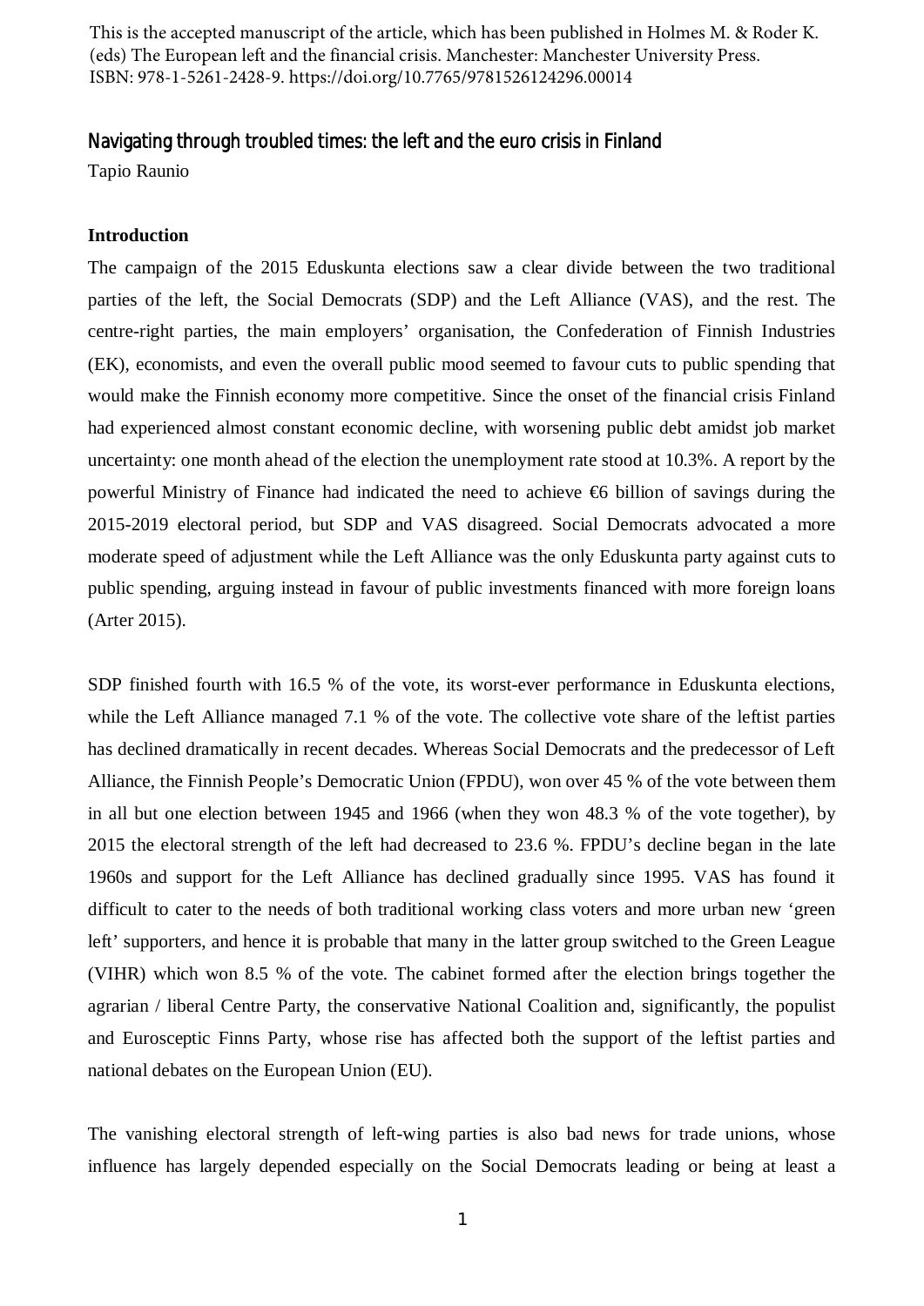This is the accepted manuscript of the article, which has been published in Holmes M. & Roder K. (eds) The European left and the financial crisis. Manchester: Manchester University Press. ISBN: 978-1-5261-2428-9. https://doi.org/10.7765/9781526124296.00014

# Navigating through troubled times: the left and the euro crisis in Finland

Tapio Raunio

## Introduction

The campaign of the 2015 Eduskunta elections saw a clear divide between the two traditional parties of the left, the Social Democrats (SDP) and the Left Alliance (VAS), and the rest. The centre-right parties, the main employers' organisation, the Confederation of Finnish Industries (EK), economists, and even the overall public mood seemed to favour cuts to public spending that would make the Finnish economy more competitive. Since the onset of the financial crisis Finland had experienced almost constant economic decline, with worsening public debt amidst job market uncertainty: one month ahead of the election the unemployment rate stood at 10.3%. A report by the powerful Ministry of Finance had indicated the need to achieve €6 billion of savings during the 2015-2019 electoral period, but SDP and VAS disagreed. Social Democrats advocated a more moderate speed of adjustment while the Left Alliance was the only Eduskunta party against cuts to public spending, arguing instead in favour of public investments financed with more foreign loans (Arter 2015).

SDP finished fourth with 16.5 % of the vote, its worst-ever performance in Eduskunta elections, while the Left Alliance managed 7.1 % of the vote. The collective vote share of the leftist parties has declined dramatically in recent decades. Whereas Social Democrats and the predecessor of Left Alliance, the Finnish People's Democratic Union (FPDU), won over 45 % of the vote between them in all but one election between 1945 and 1966 (when they won 48.3 % of the vote together), by 2015 the electoral strength of the left had decreased to 23.6 %. FPDU's decline began in the late 1960s and support for the Left Alliance has declined gradually since 1995. VAS has found it difficult to cater to the needs of both traditional working class voters and more urban new 'green left' supporters, and hence it is probable that many in the latter group switched to the Green League (VIHR) which won 8.5 % of the vote. The cabinet formed after the election brings together the agrarian / liberal Centre Party, the conservative National Coalition and, significantly, the populist and Eurosceptic Finns Party, whose rise has affected both the support of the leftist parties and national debates on the European Union (EU).

The vanishing electoral strength of left-wing parties is also bad news for trade unions, whose influence has largely depended especially on the Social Democrats leading or being at least a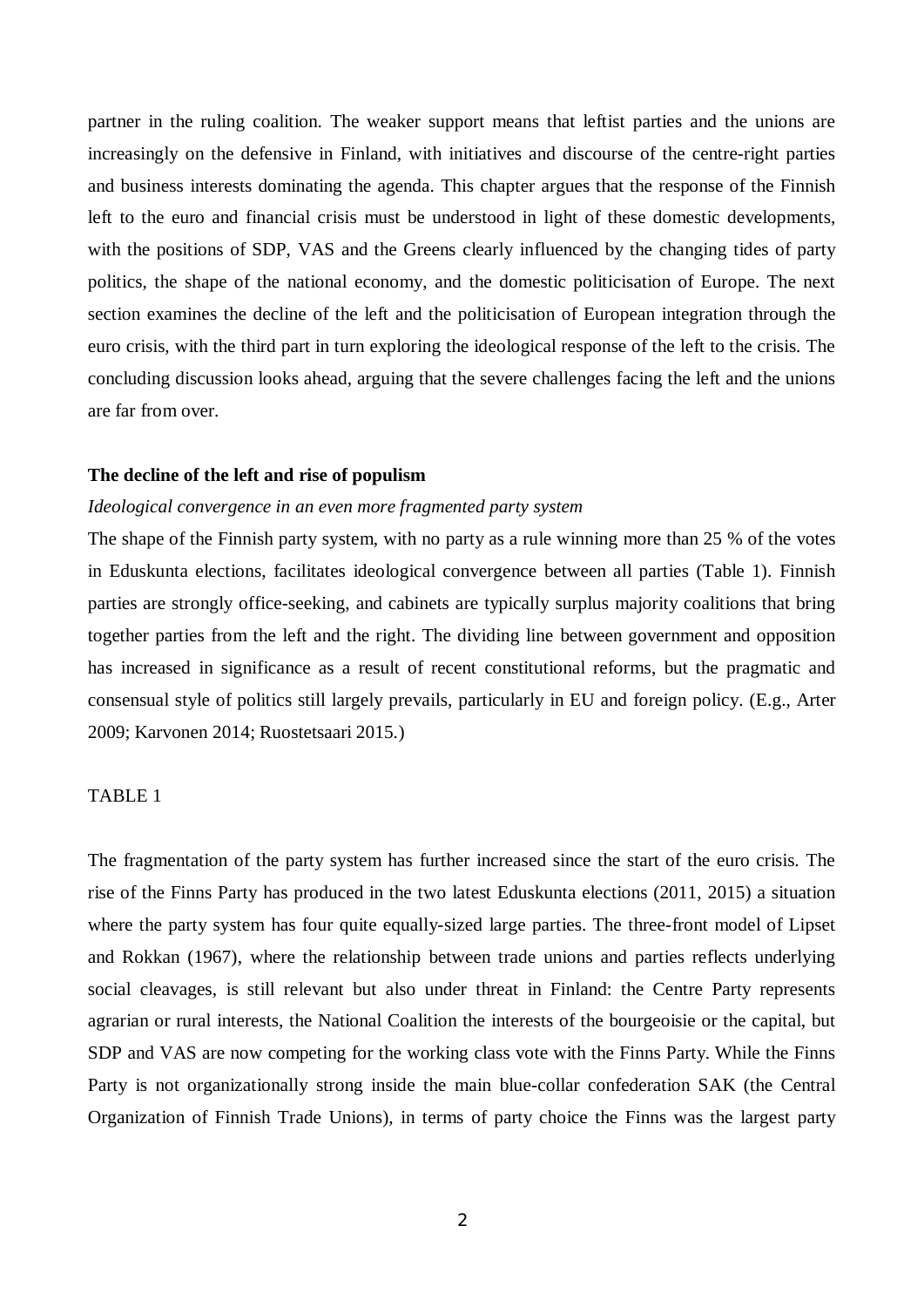partner in the ruling coalition. The weaker support means that leftist parties and the unions are increasingly on the defensive in Finland, with initiatives and discourse of the centre-right parties and business interests dominating the agenda. This chapter argues that the response of the Finnish left to the euro and financial crisis must be understood in light of these domestic developments, with the positions of SDP, VAS and the Greens clearly influenced by the changing tides of party politics, the shape of the national economy, and the domestic politicisation of Europe. The next section examines the decline of the left and the politicisation of European integration through the euro crisis, with the third part in turn exploring the ideological response of the left to the crisis. The concluding discussion looks ahead, arguing that the severe challenges facing the left and the unions are far from over.

## The decline of the left and rise of populism

### *Ideological convergence in an even more fragmented party system*

The shape of the Finnish party system, with no party as a rule winning more than 25 % of the votes in Eduskunta elections, facilitates ideological convergence between all parties (Table 1). Finnish parties are strongly office-seeking, and cabinets are typically surplus majority coalitions that bring together parties from the left and the right. The dividing line between government and opposition has increased in significance as a result of recent constitutional reforms, but the pragmatic and consensual style of politics still largely prevails, particularly in EU and foreign policy. (E.g., Arter 2009; Karvonen 2014; Ruostetsaari 2015.)

TABLE 1

The fragmentation of the party system has further increased since the start of the euro crisis. The rise of the Finns Party has produced in the two latest Eduskunta elections (2011, 2015) a situation where the party system has four quite equally-sized large parties. The three-front model of Lipset and Rokkan (1967), where the relationship between trade unions and parties reflects underlying social cleavages, is still relevant but also under threat in Finland: the Centre Party represents agrarian or rural interests, the National Coalition the interests of the bourgeoisie or the capital, but SDP and VAS are now competing for the working class vote with the Finns Party. While the Finns Party is not organizationally strong inside the main blue-collar confederation SAK (the Central Organization of Finnish Trade Unions), in terms of party choice the Finns was the largest party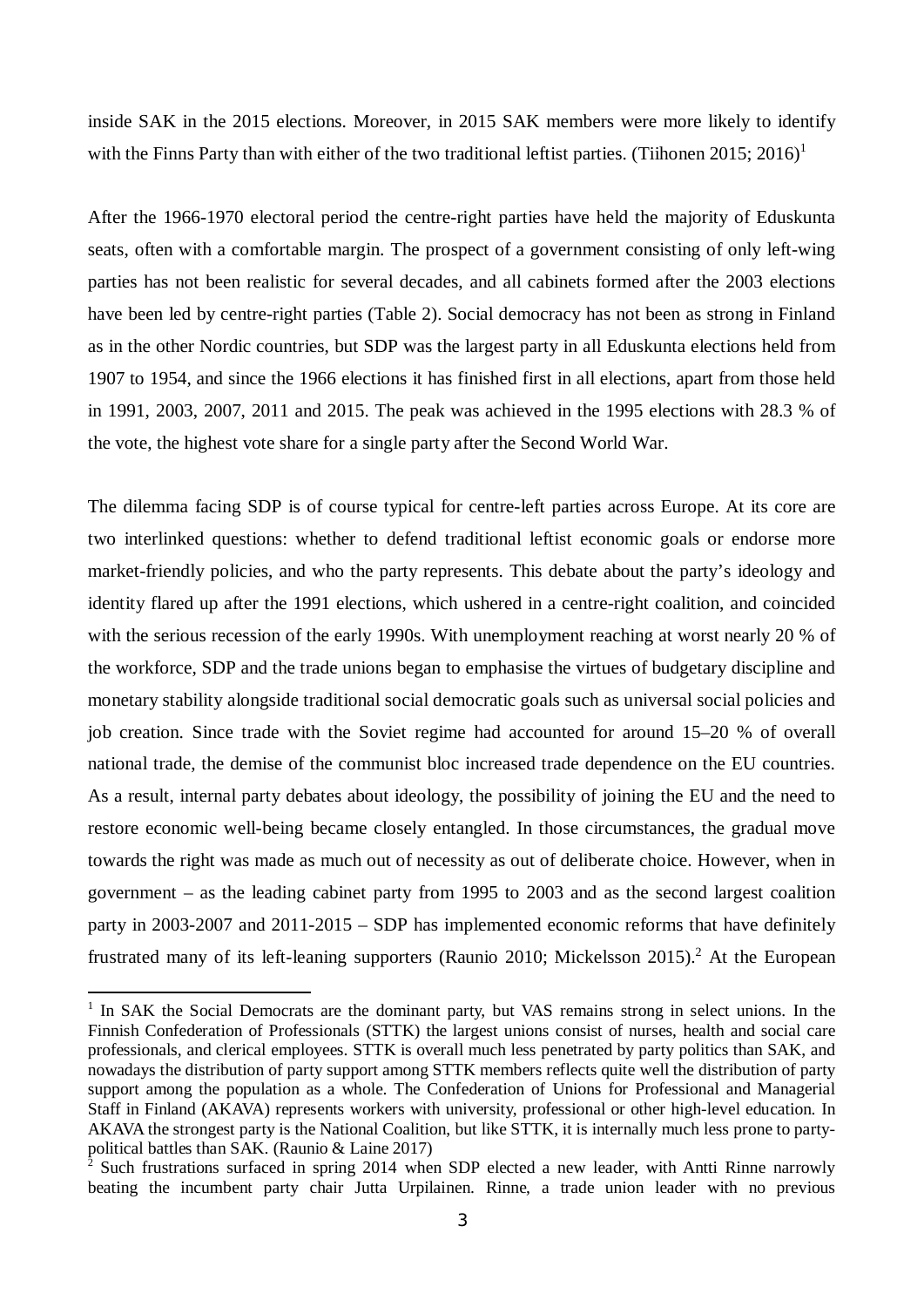inside SAK in the 2015 elections. Moreover, in 2015 SAK members were more likely to identify with the Finns Party than with either of the two traditional leftist parties. (Tiihonen 2015; 2016)[1]

After the 1966-1970 electoral period the centre-right parties have held the majority of Eduskunta seats, often with a comfortable margin. The prospect of a government consisting of only left-wing parties has not been realistic for several decades, and all cabinets formed after the 2003 elections have been led by centre-right parties (Table 2). Social democracy has not been as strong in Finland as in the other Nordic countries, but SDP was the largest party in all Eduskunta elections held from 1907 to 1954, and since the 1966 elections it has finished first in all elections, apart from those held in 1991, 2003, 2007, 2011 and 2015. The peak was achieved in the 1995 elections with 28.3 % of the vote, the highest vote share for a single party after the Second World War.

The dilemma facing SDP is of course typical for centre-left parties across Europe. At its core are two interlinked questions: whether to defend traditional leftist economic goals or endorse more market-friendly policies, and who the party represents. This debate about the party's ideology and identity flared up after the 1991 elections, which ushered in a centre-right coalition, and coincided with the serious recession of the early 1990s. With unemployment reaching at worst nearly 20 % of the workforce, SDP and the trade unions began to emphasise the virtues of budgetary discipline and monetary stability alongside traditional social democratic goals such as universal social policies and job creation. Since trade with the Soviet regime had accounted for around 15–20 % of overall national trade, the demise of the communist bloc increased trade dependence on the EU countries. As a result, internal party debates about ideology, the possibility of joining the EU and the need to restore economic well-being became closely entangled. In those circumstances, the gradual move towards the right was made as much out of necessity as out of deliberate choice. However, when in government – as the leading cabinet party from 1995 to 2003 and as the second largest coalition party in 2003-2007 and 2011-2015 – SDP has implemented economic reforms that have definitely frustrated many of its left-leaning supporters (Raunio 2010; Mickelsson 2015).[2] At the European

---

[1] In SAK the Social Democrats are the dominant party, but VAS remains strong in select unions. In the Finnish Confederation of Professionals (STTK) the largest unions consist of nurses, health and social care professionals, and clerical employees. STTK is overall much less penetrated by party politics than SAK, and nowadays the distribution of party support among STTK members reflects quite well the distribution of party support among the population as a whole. The Confederation of Unions for Professional and Managerial Staff in Finland (AKAVA) represents workers with university, professional or other high-level education. In AKAVA the strongest party is the National Coalition, but like STTK, it is internally much less prone to party-political battles than SAK. (Raunio & Laine 2017)

[2] Such frustrations surfaced in spring 2014 when SDP elected a new leader, with Antti Rinne narrowly beating the incumbent party chair Jutta Urpilainen. Rinne, a trade union leader with no previous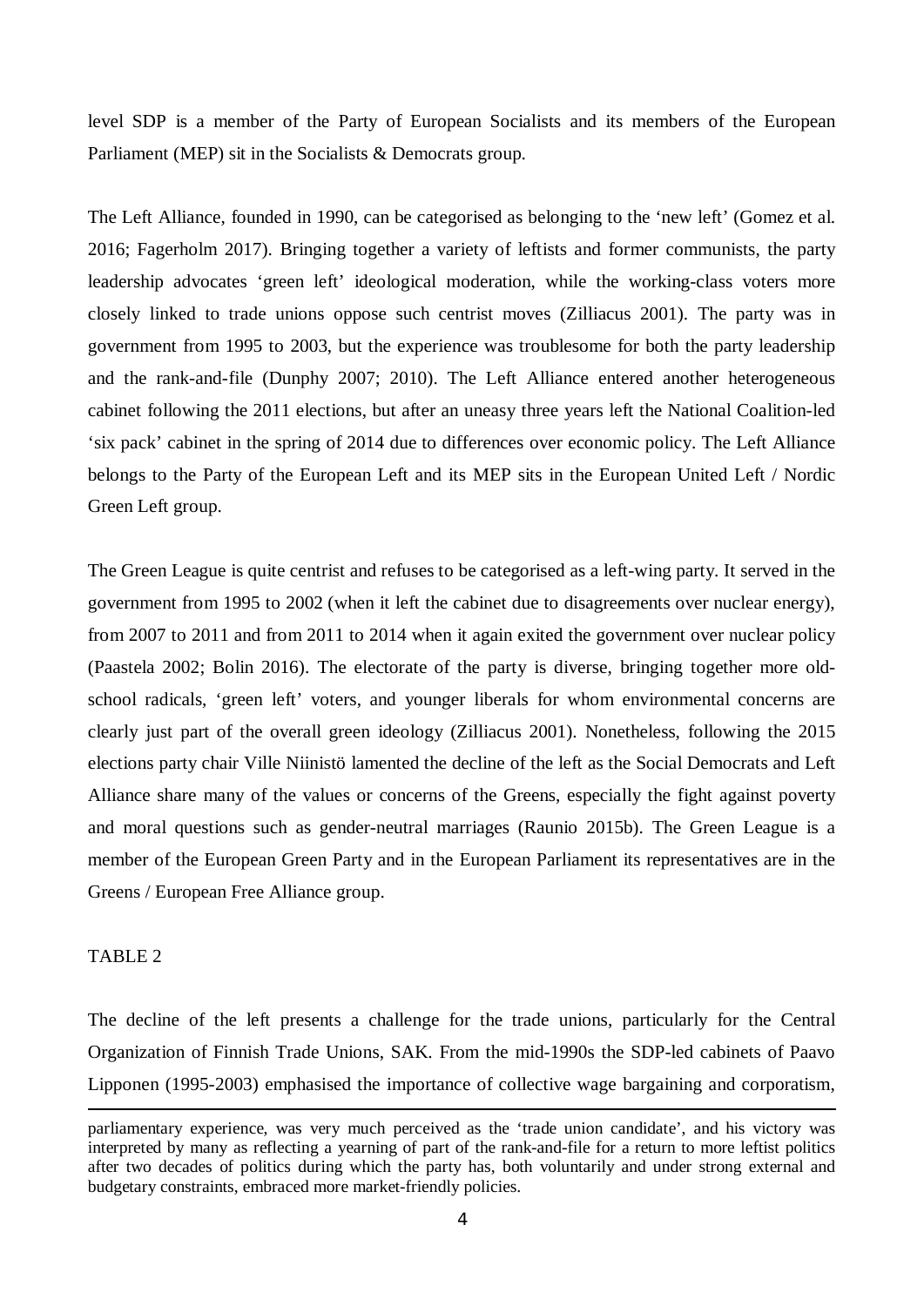level SDP is a member of the Party of European Socialists and its members of the European Parliament (MEP) sit in the Socialists & Democrats group.

The Left Alliance, founded in 1990, can be categorised as belonging to the 'new left' (Gomez et al. 2016; Fagerholm 2017). Bringing together a variety of leftists and former communists, the party leadership advocates 'green left' ideological moderation, while the working-class voters more closely linked to trade unions oppose such centrist moves (Zilliacus 2001). The party was in government from 1995 to 2003, but the experience was troublesome for both the party leadership and the rank-and-file (Dunphy 2007; 2010). The Left Alliance entered another heterogeneous cabinet following the 2011 elections, but after an uneasy three years left the National Coalition-led 'six pack' cabinet in the spring of 2014 due to differences over economic policy. The Left Alliance belongs to the Party of the European Left and its MEP sits in the European United Left / Nordic Green Left group.

The Green League is quite centrist and refuses to be categorised as a left-wing party. It served in the government from 1995 to 2002 (when it left the cabinet due to disagreements over nuclear energy), from 2007 to 2011 and from 2011 to 2014 when it again exited the government over nuclear policy (Paastela 2002; Bolin 2016). The electorate of the party is diverse, bringing together more old-school radicals, 'green left' voters, and younger liberals for whom environmental concerns are clearly just part of the overall green ideology (Zilliacus 2001). Nonetheless, following the 2015 elections party chair Ville Niinistö lamented the decline of the left as the Social Democrats and Left Alliance share many of the values or concerns of the Greens, especially the fight against poverty and moral questions such as gender-neutral marriages (Raunio 2015b). The Green League is a member of the European Green Party and in the European Parliament its representatives are in the Greens / European Free Alliance group.

TABLE 2

The decline of the left presents a challenge for the trade unions, particularly for the Central Organization of Finnish Trade Unions, SAK. From the mid-1990s the SDP-led cabinets of Paavo Lipponen (1995-2003) emphasised the importance of collective wage bargaining and corporatism,

---

parliamentary experience, was very much perceived as the 'trade union candidate', and his victory was interpreted by many as reflecting a yearning of part of the rank-and-file for a return to more leftist politics after two decades of politics during which the party has, both voluntarily and under strong external and budgetary constraints, embraced more market-friendly policies.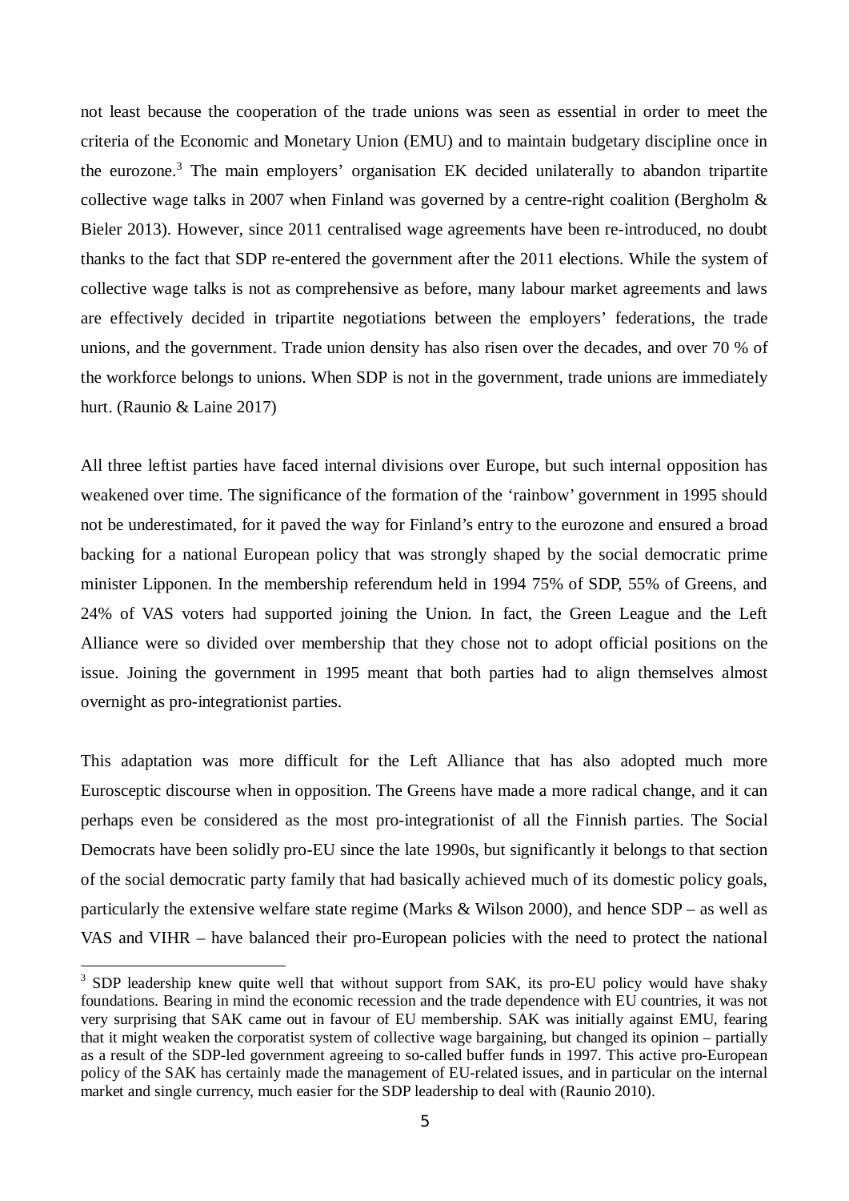not least because the cooperation of the trade unions was seen as essential in order to meet the criteria of the Economic and Monetary Union (EMU) and to maintain budgetary discipline once in the eurozone.[3] The main employers' organisation EK decided unilaterally to abandon tripartite collective wage talks in 2007 when Finland was governed by a centre-right coalition (Bergholm & Bieler 2013). However, since 2011 centralised wage agreements have been re-introduced, no doubt thanks to the fact that SDP re-entered the government after the 2011 elections. While the system of collective wage talks is not as comprehensive as before, many labour market agreements and laws are effectively decided in tripartite negotiations between the employers' federations, the trade unions, and the government. Trade union density has also risen over the decades, and over 70 % of the workforce belongs to unions. When SDP is not in the government, trade unions are immediately hurt. (Raunio & Laine 2017)

All three leftist parties have faced internal divisions over Europe, but such internal opposition has weakened over time. The significance of the formation of the 'rainbow' government in 1995 should not be underestimated, for it paved the way for Finland's entry to the eurozone and ensured a broad backing for a national European policy that was strongly shaped by the social democratic prime minister Lipponen. In the membership referendum held in 1994 75% of SDP, 55% of Greens, and 24% of VAS voters had supported joining the Union. In fact, the Green League and the Left Alliance were so divided over membership that they chose not to adopt official positions on the issue. Joining the government in 1995 meant that both parties had to align themselves almost overnight as pro-integrationist parties.

This adaptation was more difficult for the Left Alliance that has also adopted much more Eurosceptic discourse when in opposition. The Greens have made a more radical change, and it can perhaps even be considered as the most pro-integrationist of all the Finnish parties. The Social Democrats have been solidly pro-EU since the late 1990s, but significantly it belongs to that section of the social democratic party family that had basically achieved much of its domestic policy goals, particularly the extensive welfare state regime (Marks & Wilson 2000), and hence SDP – as well as VAS and VIHR – have balanced their pro-European policies with the need to protect the national

[3] SDP leadership knew quite well that without support from SAK, its pro-EU policy would have shaky foundations. Bearing in mind the economic recession and the trade dependence with EU countries, it was not very surprising that SAK came out in favour of EU membership. SAK was initially against EMU, fearing that it might weaken the corporatist system of collective wage bargaining, but changed its opinion – partially as a result of the SDP-led government agreeing to so-called buffer funds in 1997. This active pro-European policy of the SAK has certainly made the management of EU-related issues, and in particular on the internal market and single currency, much easier for the SDP leadership to deal with (Raunio 2010).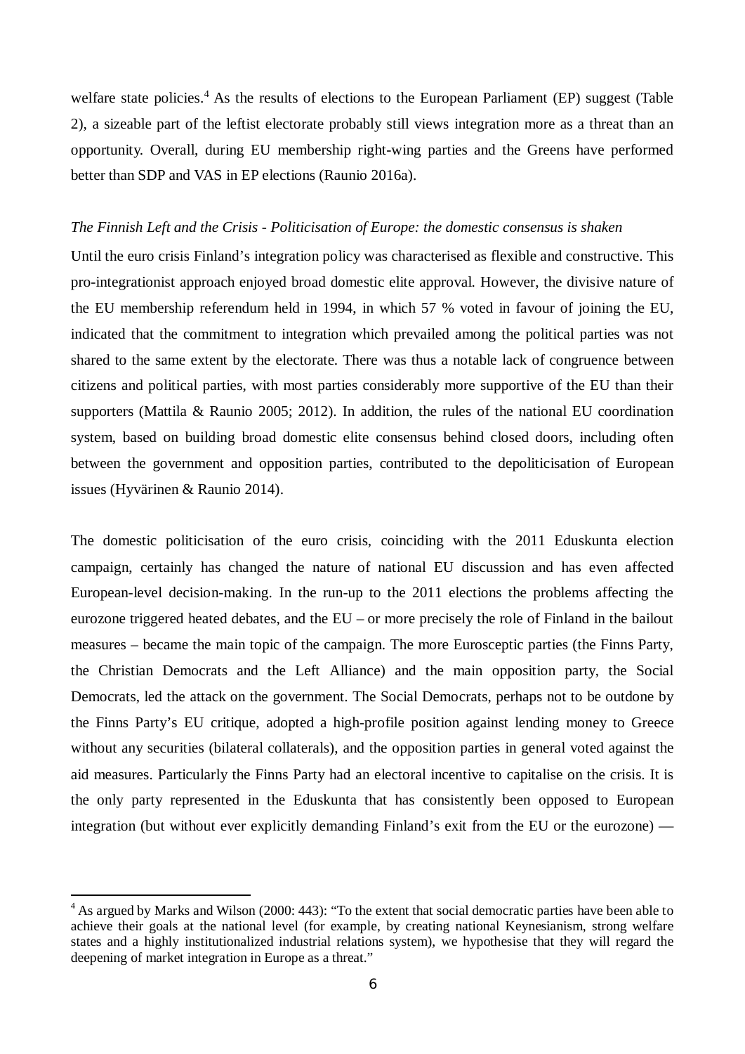welfare state policies.[4] As the results of elections to the European Parliament (EP) suggest (Table 2), a sizeable part of the leftist electorate probably still views integration more as a threat than an opportunity. Overall, during EU membership right-wing parties and the Greens have performed better than SDP and VAS in EP elections (Raunio 2016a).

*The Finnish Left and the Crisis - Politicisation of Europe: the domestic consensus is shaken*

Until the euro crisis Finland's integration policy was characterised as flexible and constructive. This pro-integrationist approach enjoyed broad domestic elite approval. However, the divisive nature of the EU membership referendum held in 1994, in which 57 % voted in favour of joining the EU, indicated that the commitment to integration which prevailed among the political parties was not shared to the same extent by the electorate. There was thus a notable lack of congruence between citizens and political parties, with most parties considerably more supportive of the EU than their supporters (Mattila & Raunio 2005; 2012). In addition, the rules of the national EU coordination system, based on building broad domestic elite consensus behind closed doors, including often between the government and opposition parties, contributed to the depoliticisation of European issues (Hyvärinen & Raunio 2014).

The domestic politicisation of the euro crisis, coinciding with the 2011 Eduskunta election campaign, certainly has changed the nature of national EU discussion and has even affected European-level decision-making. In the run-up to the 2011 elections the problems affecting the eurozone triggered heated debates, and the EU – or more precisely the role of Finland in the bailout measures – became the main topic of the campaign. The more Eurosceptic parties (the Finns Party, the Christian Democrats and the Left Alliance) and the main opposition party, the Social Democrats, led the attack on the government. The Social Democrats, perhaps not to be outdone by the Finns Party's EU critique, adopted a high-profile position against lending money to Greece without any securities (bilateral collaterals), and the opposition parties in general voted against the aid measures. Particularly the Finns Party had an electoral incentive to capitalise on the crisis. It is the only party represented in the Eduskunta that has consistently been opposed to European integration (but without ever explicitly demanding Finland's exit from the EU or the eurozone) —

[4] As argued by Marks and Wilson (2000: 443): "To the extent that social democratic parties have been able to achieve their goals at the national level (for example, by creating national Keynesianism, strong welfare states and a highly institutionalized industrial relations system), we hypothesise that they will regard the deepening of market integration in Europe as a threat."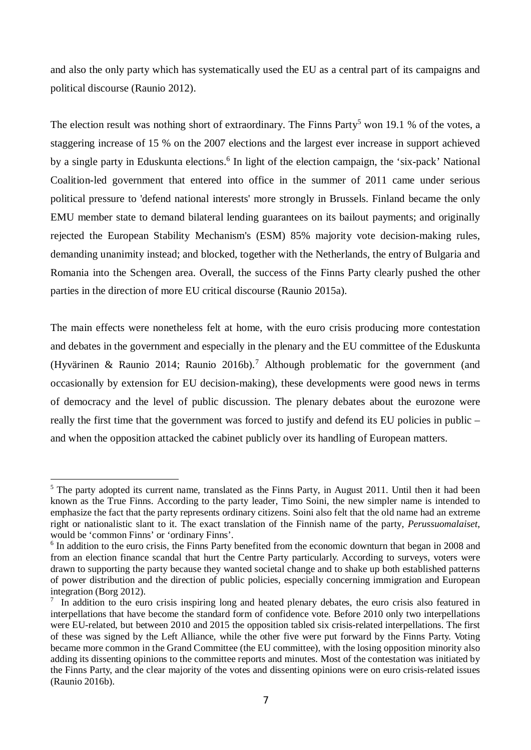and also the only party which has systematically used the EU as a central part of its campaigns and political discourse (Raunio 2012).

The election result was nothing short of extraordinary. The Finns Party[5] won 19.1 % of the votes, a staggering increase of 15 % on the 2007 elections and the largest ever increase in support achieved by a single party in Eduskunta elections.[6] In light of the election campaign, the 'six-pack' National Coalition-led government that entered into office in the summer of 2011 came under serious political pressure to 'defend national interests' more strongly in Brussels. Finland became the only EMU member state to demand bilateral lending guarantees on its bailout payments; and originally rejected the European Stability Mechanism's (ESM) 85% majority vote decision-making rules, demanding unanimity instead; and blocked, together with the Netherlands, the entry of Bulgaria and Romania into the Schengen area. Overall, the success of the Finns Party clearly pushed the other parties in the direction of more EU critical discourse (Raunio 2015a).

The main effects were nonetheless felt at home, with the euro crisis producing more contestation and debates in the government and especially in the plenary and the EU committee of the Eduskunta (Hyvärinen & Raunio 2014; Raunio 2016b).[7] Although problematic for the government (and occasionally by extension for EU decision-making), these developments were good news in terms of democracy and the level of public discussion. The plenary debates about the eurozone were really the first time that the government was forced to justify and defend its EU policies in public – and when the opposition attacked the cabinet publicly over its handling of European matters.

---

[5] The party adopted its current name, translated as the Finns Party, in August 2011. Until then it had been known as the True Finns. According to the party leader, Timo Soini, the new simpler name is intended to emphasize the fact that the party represents ordinary citizens. Soini also felt that the old name had an extreme right or nationalistic slant to it. The exact translation of the Finnish name of the party, *Perussuomalaiset*, would be 'common Finns' or 'ordinary Finns'.

[6] In addition to the euro crisis, the Finns Party benefited from the economic downturn that began in 2008 and from an election finance scandal that hurt the Centre Party particularly. According to surveys, voters were drawn to supporting the party because they wanted societal change and to shake up both established patterns of power distribution and the direction of public policies, especially concerning immigration and European integration (Borg 2012).

[7] In addition to the euro crisis inspiring long and heated plenary debates, the euro crisis also featured in interpellations that have become the standard form of confidence vote. Before 2010 only two interpellations were EU-related, but between 2010 and 2015 the opposition tabled six crisis-related interpellations. The first of these was signed by the Left Alliance, while the other five were put forward by the Finns Party. Voting became more common in the Grand Committee (the EU committee), with the losing opposition minority also adding its dissenting opinions to the committee reports and minutes. Most of the contestation was initiated by the Finns Party, and the clear majority of the votes and dissenting opinions were on euro crisis-related issues (Raunio 2016b).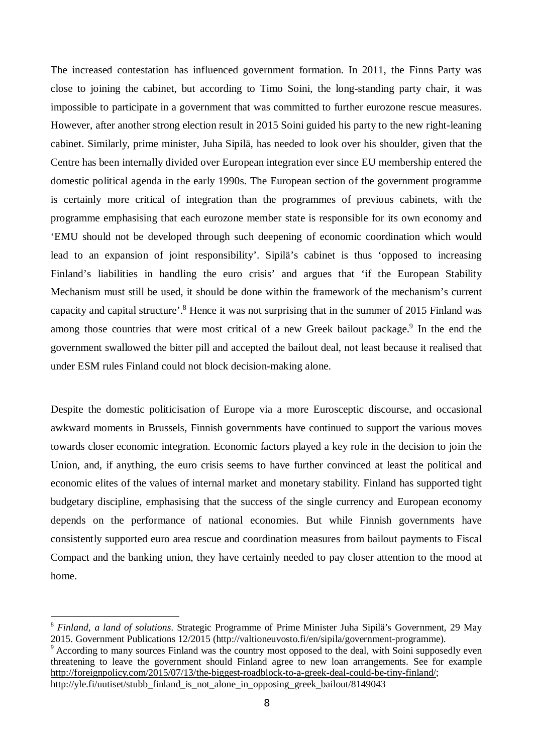The increased contestation has influenced government formation. In 2011, the Finns Party was close to joining the cabinet, but according to Timo Soini, the long-standing party chair, it was impossible to participate in a government that was committed to further eurozone rescue measures. However, after another strong election result in 2015 Soini guided his party to the new right-leaning cabinet. Similarly, prime minister, Juha Sipilä, has needed to look over his shoulder, given that the Centre has been internally divided over European integration ever since EU membership entered the domestic political agenda in the early 1990s. The European section of the government programme is certainly more critical of integration than the programmes of previous cabinets, with the programme emphasising that each eurozone member state is responsible for its own economy and 'EMU should not be developed through such deepening of economic coordination which would lead to an expansion of joint responsibility'. Sipilä's cabinet is thus 'opposed to increasing Finland's liabilities in handling the euro crisis' and argues that 'if the European Stability Mechanism must still be used, it should be done within the framework of the mechanism's current capacity and capital structure'.[8] Hence it was not surprising that in the summer of 2015 Finland was among those countries that were most critical of a new Greek bailout package.[9] In the end the government swallowed the bitter pill and accepted the bailout deal, not least because it realised that under ESM rules Finland could not block decision-making alone.

Despite the domestic politicisation of Europe via a more Eurosceptic discourse, and occasional awkward moments in Brussels, Finnish governments have continued to support the various moves towards closer economic integration. Economic factors played a key role in the decision to join the Union, and, if anything, the euro crisis seems to have further convinced at least the political and economic elites of the values of internal market and monetary stability. Finland has supported tight budgetary discipline, emphasising that the success of the single currency and European economy depends on the performance of national economies. But while Finnish governments have consistently supported euro area rescue and coordination measures from bailout payments to Fiscal Compact and the banking union, they have certainly needed to pay closer attention to the mood at home.

---

[8] *Finland, a land of solutions.* Strategic Programme of Prime Minister Juha Sipilä's Government, 29 May 2015. Government Publications 12/2015 (http://valtioneuvosto.fi/en/sipila/government-programme).

[9] According to many sources Finland was the country most opposed to the deal, with Soini supposedly even threatening to leave the government should Finland agree to new loan arrangements. See for example http://foreignpolicy.com/2015/07/13/the-biggest-roadblock-to-a-greek-deal-could-be-tiny-finland/; http://yle.fi/uutiset/stubb_finland_is_not_alone_in_opposing_greek_bailout/8149043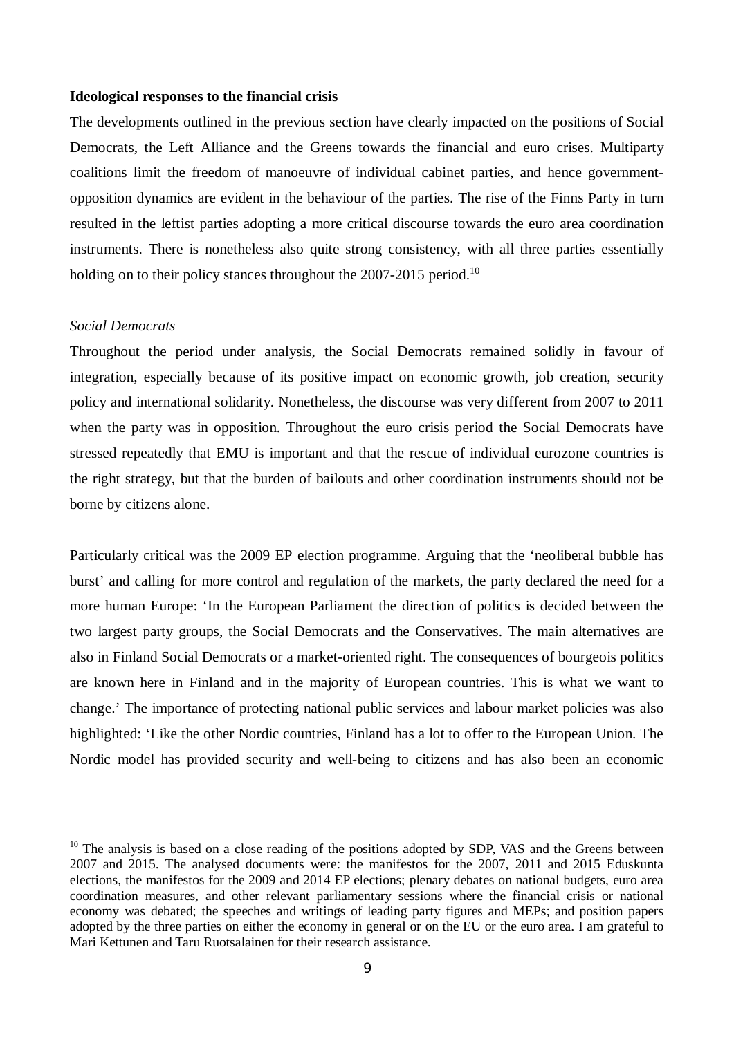**Ideological responses to the financial crisis**

The developments outlined in the previous section have clearly impacted on the positions of Social Democrats, the Left Alliance and the Greens towards the financial and euro crises. Multiparty coalitions limit the freedom of manoeuvre of individual cabinet parties, and hence government-opposition dynamics are evident in the behaviour of the parties. The rise of the Finns Party in turn resulted in the leftist parties adopting a more critical discourse towards the euro area coordination instruments. There is nonetheless also quite strong consistency, with all three parties essentially holding on to their policy stances throughout the 2007-2015 period.[10]

*Social Democrats*

Throughout the period under analysis, the Social Democrats remained solidly in favour of integration, especially because of its positive impact on economic growth, job creation, security policy and international solidarity. Nonetheless, the discourse was very different from 2007 to 2011 when the party was in opposition. Throughout the euro crisis period the Social Democrats have stressed repeatedly that EMU is important and that the rescue of individual eurozone countries is the right strategy, but that the burden of bailouts and other coordination instruments should not be borne by citizens alone.

Particularly critical was the 2009 EP election programme. Arguing that the 'neoliberal bubble has burst' and calling for more control and regulation of the markets, the party declared the need for a more human Europe: 'In the European Parliament the direction of politics is decided between the two largest party groups, the Social Democrats and the Conservatives. The main alternatives are also in Finland Social Democrats or a market-oriented right. The consequences of bourgeois politics are known here in Finland and in the majority of European countries. This is what we want to change.' The importance of protecting national public services and labour market policies was also highlighted: 'Like the other Nordic countries, Finland has a lot to offer to the European Union. The Nordic model has provided security and well-being to citizens and has also been an economic

[10] The analysis is based on a close reading of the positions adopted by SDP, VAS and the Greens between 2007 and 2015. The analysed documents were: the manifestos for the 2007, 2011 and 2015 Eduskunta elections, the manifestos for the 2009 and 2014 EP elections; plenary debates on national budgets, euro area coordination measures, and other relevant parliamentary sessions where the financial crisis or national economy was debated; the speeches and writings of leading party figures and MEPs; and position papers adopted by the three parties on either the economy in general or on the EU or the euro area. I am grateful to Mari Kettunen and Taru Ruotsalainen for their research assistance.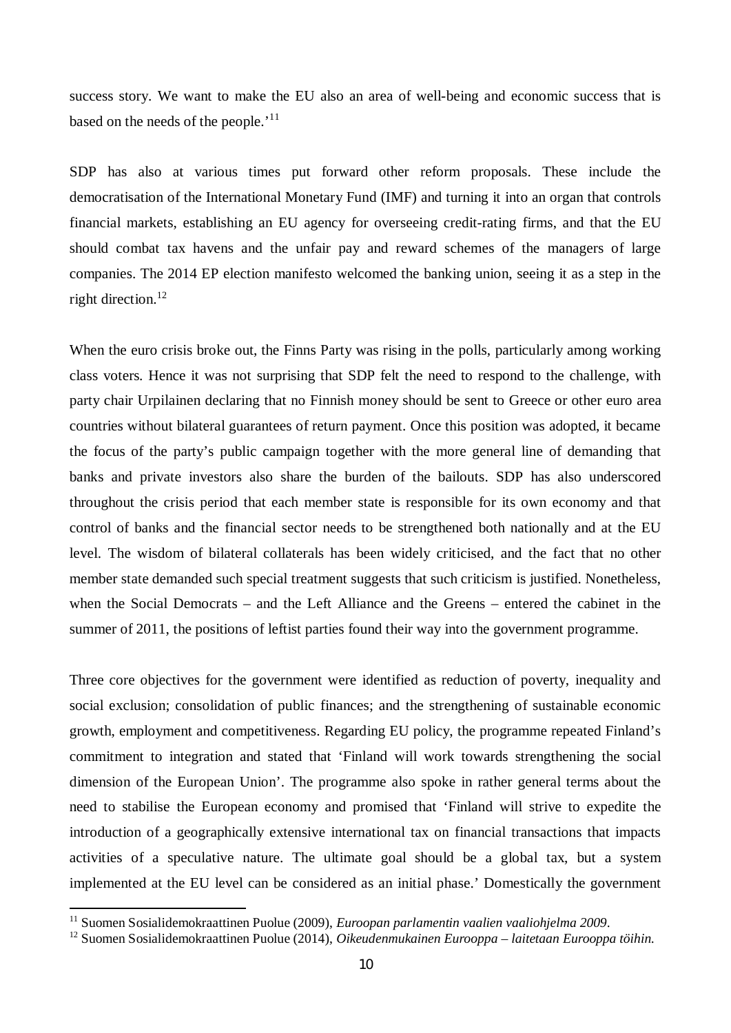success story. We want to make the EU also an area of well-being and economic success that is based on the needs of the people.'[11]

SDP has also at various times put forward other reform proposals. These include the democratisation of the International Monetary Fund (IMF) and turning it into an organ that controls financial markets, establishing an EU agency for overseeing credit-rating firms, and that the EU should combat tax havens and the unfair pay and reward schemes of the managers of large companies. The 2014 EP election manifesto welcomed the banking union, seeing it as a step in the right direction.[12]

When the euro crisis broke out, the Finns Party was rising in the polls, particularly among working class voters. Hence it was not surprising that SDP felt the need to respond to the challenge, with party chair Urpilainen declaring that no Finnish money should be sent to Greece or other euro area countries without bilateral guarantees of return payment. Once this position was adopted, it became the focus of the party's public campaign together with the more general line of demanding that banks and private investors also share the burden of the bailouts. SDP has also underscored throughout the crisis period that each member state is responsible for its own economy and that control of banks and the financial sector needs to be strengthened both nationally and at the EU level. The wisdom of bilateral collaterals has been widely criticised, and the fact that no other member state demanded such special treatment suggests that such criticism is justified. Nonetheless, when the Social Democrats – and the Left Alliance and the Greens – entered the cabinet in the summer of 2011, the positions of leftist parties found their way into the government programme.

Three core objectives for the government were identified as reduction of poverty, inequality and social exclusion; consolidation of public finances; and the strengthening of sustainable economic growth, employment and competitiveness. Regarding EU policy, the programme repeated Finland's commitment to integration and stated that 'Finland will work towards strengthening the social dimension of the European Union'. The programme also spoke in rather general terms about the need to stabilise the European economy and promised that 'Finland will strive to expedite the introduction of a geographically extensive international tax on financial transactions that impacts activities of a speculative nature. The ultimate goal should be a global tax, but a system implemented at the EU level can be considered as an initial phase.' Domestically the government

[11] Suomen Sosialidemokraattinen Puolue (2009), *Euroopan parlamentin vaalien vaaliohjelma 2009*.

[12] Suomen Sosialidemokraattinen Puolue (2014), *Oikeudenmukainen Eurooppa – laitetaan Eurooppa töihin.*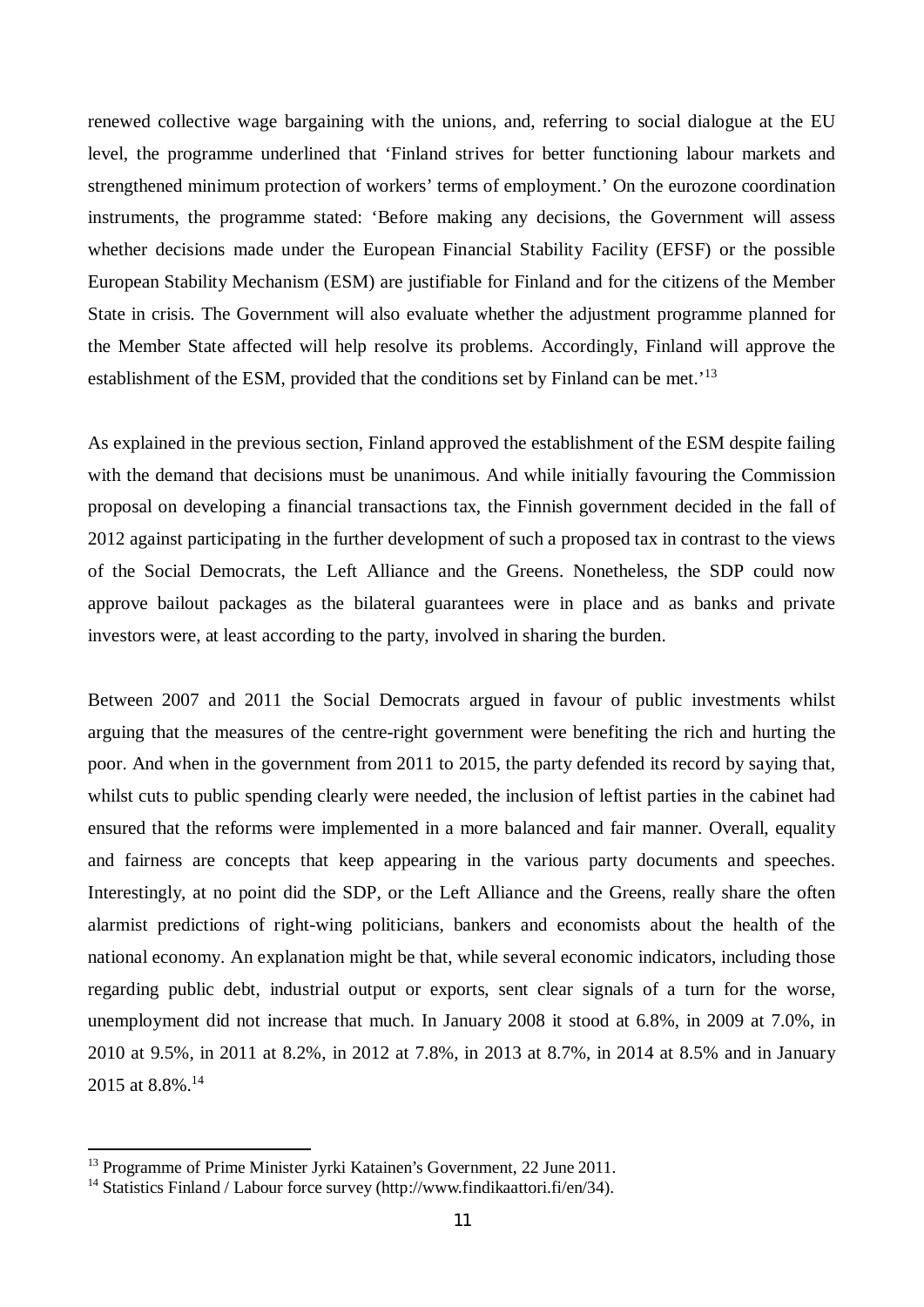renewed collective wage bargaining with the unions, and, referring to social dialogue at the EU level, the programme underlined that 'Finland strives for better functioning labour markets and strengthened minimum protection of workers' terms of employment.' On the eurozone coordination instruments, the programme stated: 'Before making any decisions, the Government will assess whether decisions made under the European Financial Stability Facility (EFSF) or the possible European Stability Mechanism (ESM) are justifiable for Finland and for the citizens of the Member State in crisis. The Government will also evaluate whether the adjustment programme planned for the Member State affected will help resolve its problems. Accordingly, Finland will approve the establishment of the ESM, provided that the conditions set by Finland can be met.'[13]

As explained in the previous section, Finland approved the establishment of the ESM despite failing with the demand that decisions must be unanimous. And while initially favouring the Commission proposal on developing a financial transactions tax, the Finnish government decided in the fall of 2012 against participating in the further development of such a proposed tax in contrast to the views of the Social Democrats, the Left Alliance and the Greens. Nonetheless, the SDP could now approve bailout packages as the bilateral guarantees were in place and as banks and private investors were, at least according to the party, involved in sharing the burden.

Between 2007 and 2011 the Social Democrats argued in favour of public investments whilst arguing that the measures of the centre-right government were benefiting the rich and hurting the poor. And when in the government from 2011 to 2015, the party defended its record by saying that, whilst cuts to public spending clearly were needed, the inclusion of leftist parties in the cabinet had ensured that the reforms were implemented in a more balanced and fair manner. Overall, equality and fairness are concepts that keep appearing in the various party documents and speeches. Interestingly, at no point did the SDP, or the Left Alliance and the Greens, really share the often alarmist predictions of right-wing politicians, bankers and economists about the health of the national economy. An explanation might be that, while several economic indicators, including those regarding public debt, industrial output or exports, sent clear signals of a turn for the worse, unemployment did not increase that much. In January 2008 it stood at 6.8%, in 2009 at 7.0%, in 2010 at 9.5%, in 2011 at 8.2%, in 2012 at 7.8%, in 2013 at 8.7%, in 2014 at 8.5% and in January 2015 at 8.8%.[14]

---

[13] Programme of Prime Minister Jyrki Katainen's Government, 22 June 2011.

[14] Statistics Finland / Labour force survey (http://www.findikaattori.fi/en/34).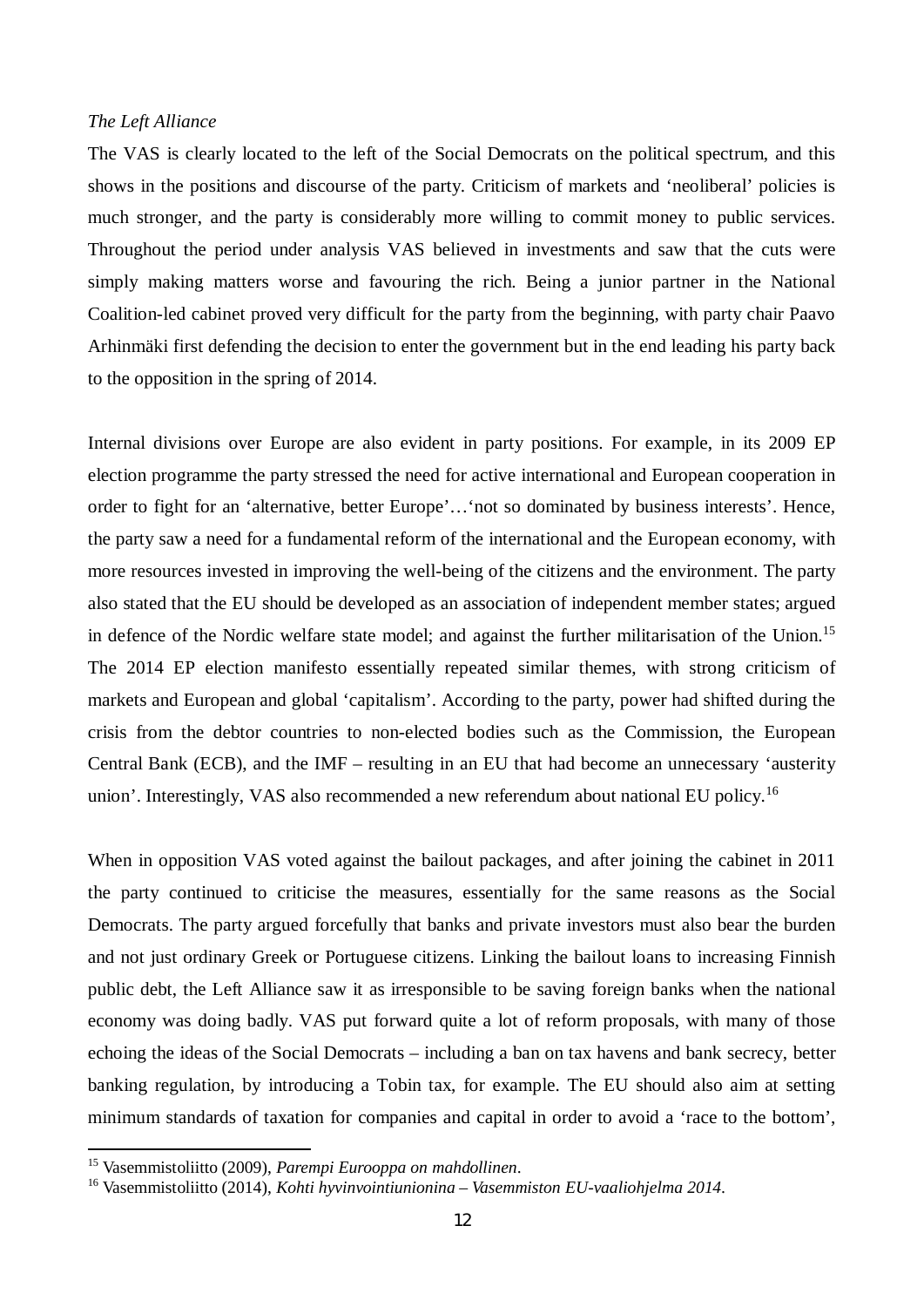*The Left Alliance*

The VAS is clearly located to the left of the Social Democrats on the political spectrum, and this shows in the positions and discourse of the party. Criticism of markets and 'neoliberal' policies is much stronger, and the party is considerably more willing to commit money to public services. Throughout the period under analysis VAS believed in investments and saw that the cuts were simply making matters worse and favouring the rich. Being a junior partner in the National Coalition-led cabinet proved very difficult for the party from the beginning, with party chair Paavo Arhinmäki first defending the decision to enter the government but in the end leading his party back to the opposition in the spring of 2014.

Internal divisions over Europe are also evident in party positions. For example, in its 2009 EP election programme the party stressed the need for active international and European cooperation in order to fight for an 'alternative, better Europe'…'not so dominated by business interests'. Hence, the party saw a need for a fundamental reform of the international and the European economy, with more resources invested in improving the well-being of the citizens and the environment. The party also stated that the EU should be developed as an association of independent member states; argued in defence of the Nordic welfare state model; and against the further militarisation of the Union.[15] The 2014 EP election manifesto essentially repeated similar themes, with strong criticism of markets and European and global 'capitalism'. According to the party, power had shifted during the crisis from the debtor countries to non-elected bodies such as the Commission, the European Central Bank (ECB), and the IMF – resulting in an EU that had become an unnecessary 'austerity union'. Interestingly, VAS also recommended a new referendum about national EU policy.[16]

When in opposition VAS voted against the bailout packages, and after joining the cabinet in 2011 the party continued to criticise the measures, essentially for the same reasons as the Social Democrats. The party argued forcefully that banks and private investors must also bear the burden and not just ordinary Greek or Portuguese citizens. Linking the bailout loans to increasing Finnish public debt, the Left Alliance saw it as irresponsible to be saving foreign banks when the national economy was doing badly. VAS put forward quite a lot of reform proposals, with many of those echoing the ideas of the Social Democrats – including a ban on tax havens and bank secrecy, better banking regulation, by introducing a Tobin tax, for example. The EU should also aim at setting minimum standards of taxation for companies and capital in order to avoid a 'race to the bottom',

---

[15] Vasemmistoliitto (2009), *Parempi Eurooppa on mahdollinen*.

[16] Vasemmistoliitto (2014), *Kohti hyvinvointiunionina – Vasemmiston EU-vaaliohjelma 2014*.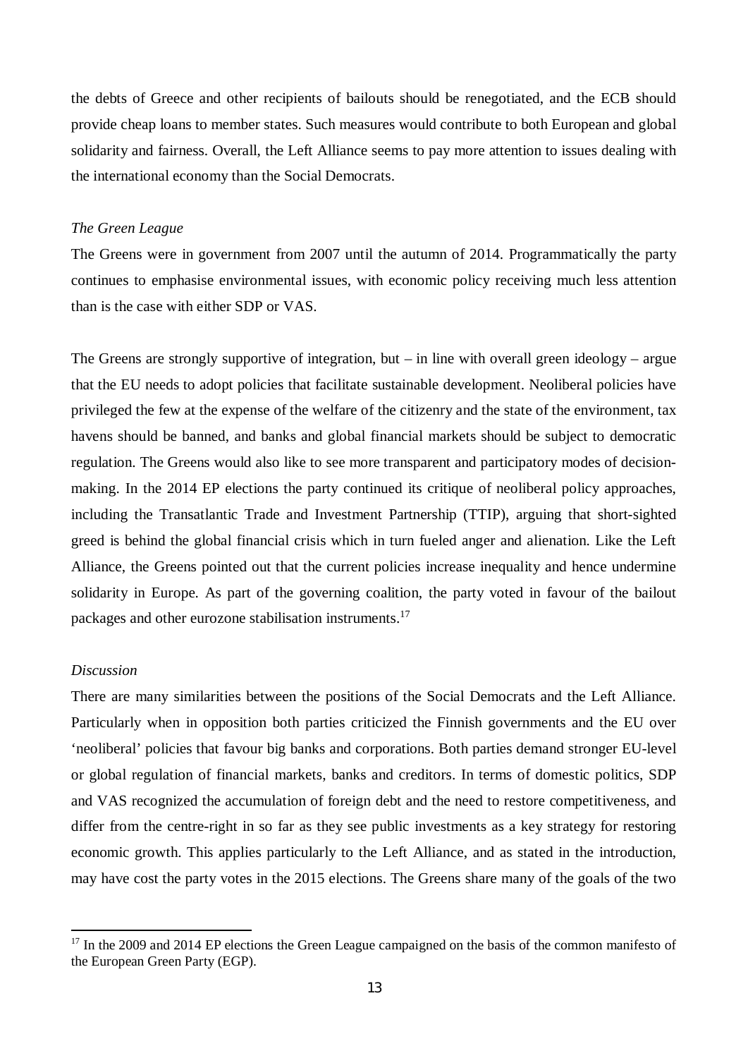the debts of Greece and other recipients of bailouts should be renegotiated, and the ECB should provide cheap loans to member states. Such measures would contribute to both European and global solidarity and fairness. Overall, the Left Alliance seems to pay more attention to issues dealing with the international economy than the Social Democrats.

*The Green League*

The Greens were in government from 2007 until the autumn of 2014. Programmatically the party continues to emphasise environmental issues, with economic policy receiving much less attention than is the case with either SDP or VAS.

The Greens are strongly supportive of integration, but – in line with overall green ideology – argue that the EU needs to adopt policies that facilitate sustainable development. Neoliberal policies have privileged the few at the expense of the welfare of the citizenry and the state of the environment, tax havens should be banned, and banks and global financial markets should be subject to democratic regulation. The Greens would also like to see more transparent and participatory modes of decision-making. In the 2014 EP elections the party continued its critique of neoliberal policy approaches, including the Transatlantic Trade and Investment Partnership (TTIP), arguing that short-sighted greed is behind the global financial crisis which in turn fueled anger and alienation. Like the Left Alliance, the Greens pointed out that the current policies increase inequality and hence undermine solidarity in Europe. As part of the governing coalition, the party voted in favour of the bailout packages and other eurozone stabilisation instruments.[17]

*Discussion*

There are many similarities between the positions of the Social Democrats and the Left Alliance. Particularly when in opposition both parties criticized the Finnish governments and the EU over 'neoliberal' policies that favour big banks and corporations. Both parties demand stronger EU-level or global regulation of financial markets, banks and creditors. In terms of domestic politics, SDP and VAS recognized the accumulation of foreign debt and the need to restore competitiveness, and differ from the centre-right in so far as they see public investments as a key strategy for restoring economic growth. This applies particularly to the Left Alliance, and as stated in the introduction, may have cost the party votes in the 2015 elections. The Greens share many of the goals of the two

[17] In the 2009 and 2014 EP elections the Green League campaigned on the basis of the common manifesto of the European Green Party (EGP).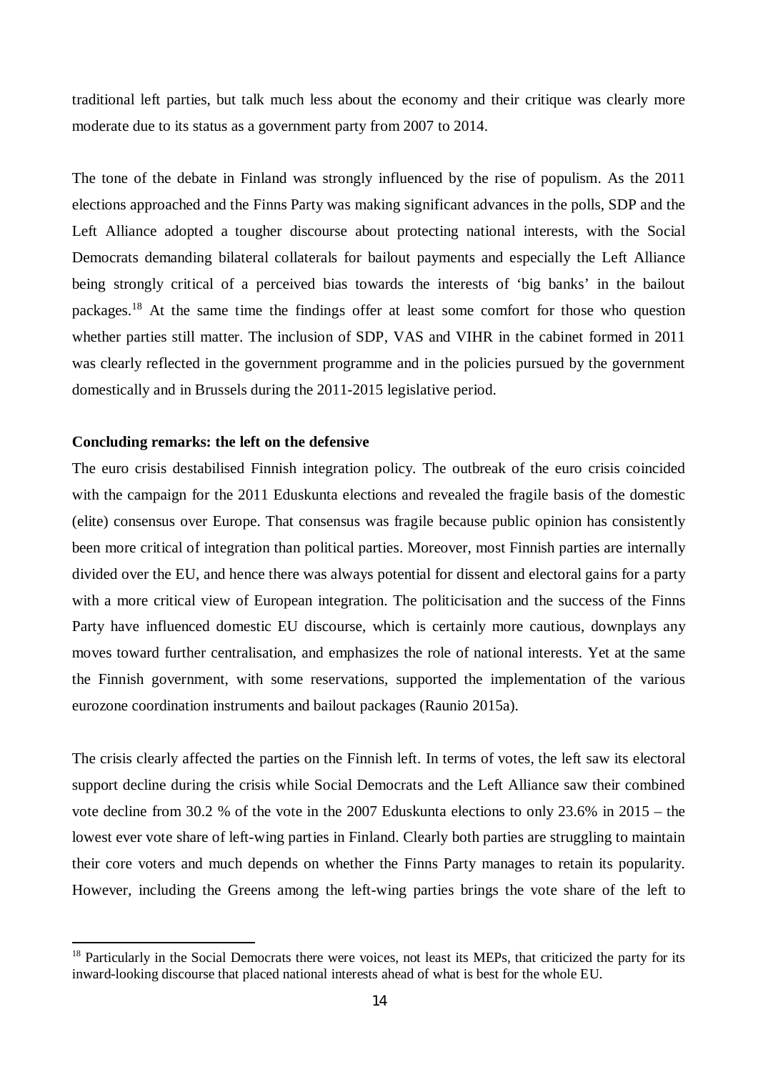traditional left parties, but talk much less about the economy and their critique was clearly more moderate due to its status as a government party from 2007 to 2014.

The tone of the debate in Finland was strongly influenced by the rise of populism. As the 2011 elections approached and the Finns Party was making significant advances in the polls, SDP and the Left Alliance adopted a tougher discourse about protecting national interests, with the Social Democrats demanding bilateral collaterals for bailout payments and especially the Left Alliance being strongly critical of a perceived bias towards the interests of 'big banks' in the bailout packages.[18] At the same time the findings offer at least some comfort for those who question whether parties still matter. The inclusion of SDP, VAS and VIHR in the cabinet formed in 2011 was clearly reflected in the government programme and in the policies pursued by the government domestically and in Brussels during the 2011-2015 legislative period.

**Concluding remarks: the left on the defensive**

The euro crisis destabilised Finnish integration policy. The outbreak of the euro crisis coincided with the campaign for the 2011 Eduskunta elections and revealed the fragile basis of the domestic (elite) consensus over Europe. That consensus was fragile because public opinion has consistently been more critical of integration than political parties. Moreover, most Finnish parties are internally divided over the EU, and hence there was always potential for dissent and electoral gains for a party with a more critical view of European integration. The politicisation and the success of the Finns Party have influenced domestic EU discourse, which is certainly more cautious, downplays any moves toward further centralisation, and emphasizes the role of national interests. Yet at the same the Finnish government, with some reservations, supported the implementation of the various eurozone coordination instruments and bailout packages (Raunio 2015a).

The crisis clearly affected the parties on the Finnish left. In terms of votes, the left saw its electoral support decline during the crisis while Social Democrats and the Left Alliance saw their combined vote decline from 30.2 % of the vote in the 2007 Eduskunta elections to only 23.6% in 2015 – the lowest ever vote share of left-wing parties in Finland. Clearly both parties are struggling to maintain their core voters and much depends on whether the Finns Party manages to retain its popularity. However, including the Greens among the left-wing parties brings the vote share of the left to

[18] Particularly in the Social Democrats there were voices, not least its MEPs, that criticized the party for its inward-looking discourse that placed national interests ahead of what is best for the whole EU.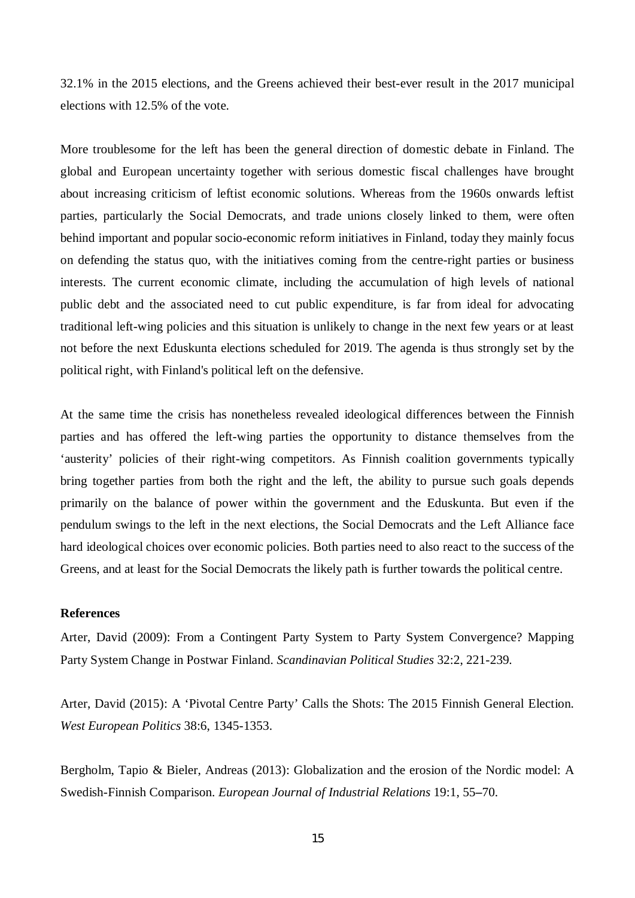32.1% in the 2015 elections, and the Greens achieved their best-ever result in the 2017 municipal elections with 12.5% of the vote.

More troublesome for the left has been the general direction of domestic debate in Finland. The global and European uncertainty together with serious domestic fiscal challenges have brought about increasing criticism of leftist economic solutions. Whereas from the 1960s onwards leftist parties, particularly the Social Democrats, and trade unions closely linked to them, were often behind important and popular socio-economic reform initiatives in Finland, today they mainly focus on defending the status quo, with the initiatives coming from the centre-right parties or business interests. The current economic climate, including the accumulation of high levels of national public debt and the associated need to cut public expenditure, is far from ideal for advocating traditional left-wing policies and this situation is unlikely to change in the next few years or at least not before the next Eduskunta elections scheduled for 2019. The agenda is thus strongly set by the political right, with Finland's political left on the defensive.

At the same time the crisis has nonetheless revealed ideological differences between the Finnish parties and has offered the left-wing parties the opportunity to distance themselves from the 'austerity' policies of their right-wing competitors. As Finnish coalition governments typically bring together parties from both the right and the left, the ability to pursue such goals depends primarily on the balance of power within the government and the Eduskunta. But even if the pendulum swings to the left in the next elections, the Social Democrats and the Left Alliance face hard ideological choices over economic policies. Both parties need to also react to the success of the Greens, and at least for the Social Democrats the likely path is further towards the political centre.

**References**

Arter, David (2009): From a Contingent Party System to Party System Convergence? Mapping Party System Change in Postwar Finland. *Scandinavian Political Studies* 32:2, 221-239.

Arter, David (2015): A 'Pivotal Centre Party' Calls the Shots: The 2015 Finnish General Election. *West European Politics* 38:6, 1345-1353.

Bergholm, Tapio & Bieler, Andreas (2013): Globalization and the erosion of the Nordic model: A Swedish-Finnish Comparison. *European Journal of Industrial Relations* 19:1, 55–70.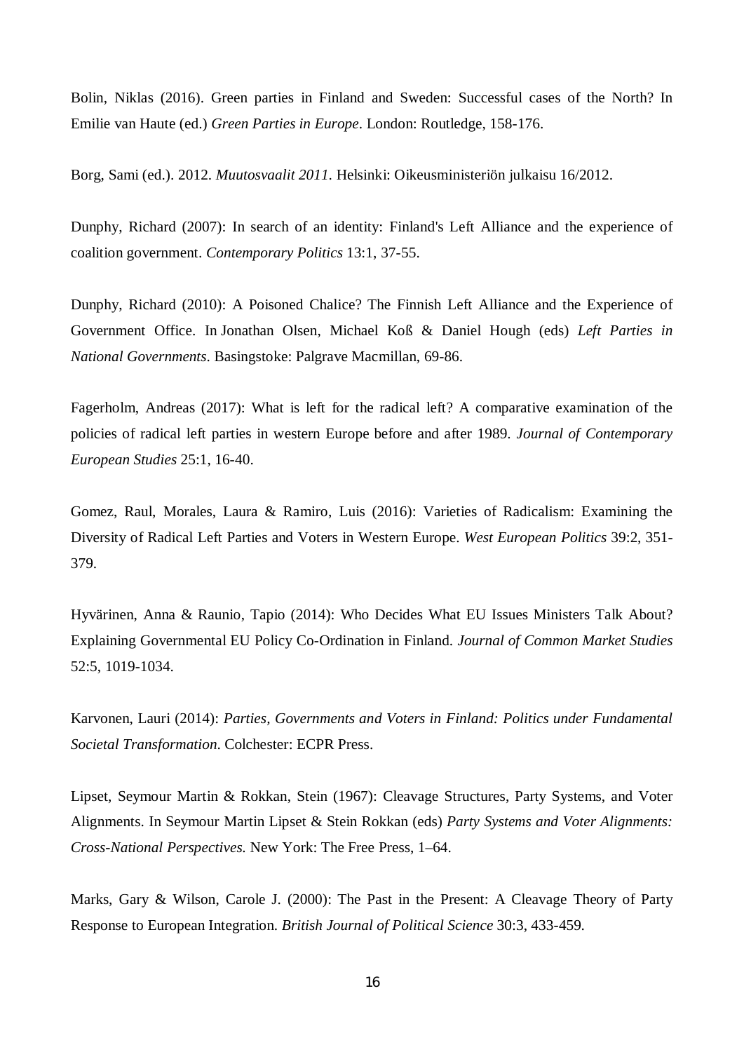Bolin, Niklas (2016). Green parties in Finland and Sweden: Successful cases of the North? In Emilie van Haute (ed.) *Green Parties in Europe*. London: Routledge, 158-176.

Borg, Sami (ed.). 2012. *Muutosvaalit 2011*. Helsinki: Oikeusministeriön julkaisu 16/2012.

Dunphy, Richard (2007): In search of an identity: Finland's Left Alliance and the experience of coalition government. *Contemporary Politics* 13:1, 37-55.

Dunphy, Richard (2010): A Poisoned Chalice? The Finnish Left Alliance and the Experience of Government Office. In Jonathan Olsen, Michael Koß & Daniel Hough (eds) *Left Parties in National Governments*. Basingstoke: Palgrave Macmillan, 69-86.

Fagerholm, Andreas (2017): What is left for the radical left? A comparative examination of the policies of radical left parties in western Europe before and after 1989. *Journal of Contemporary European Studies* 25:1, 16-40.

Gomez, Raul, Morales, Laura & Ramiro, Luis (2016): Varieties of Radicalism: Examining the Diversity of Radical Left Parties and Voters in Western Europe. *West European Politics* 39:2, 351-379.

Hyvärinen, Anna & Raunio, Tapio (2014): Who Decides What EU Issues Ministers Talk About? Explaining Governmental EU Policy Co-Ordination in Finland. *Journal of Common Market Studies* 52:5, 1019-1034.

Karvonen, Lauri (2014): *Parties, Governments and Voters in Finland: Politics under Fundamental Societal Transformation*. Colchester: ECPR Press.

Lipset, Seymour Martin & Rokkan, Stein (1967): Cleavage Structures, Party Systems, and Voter Alignments. In Seymour Martin Lipset & Stein Rokkan (eds) *Party Systems and Voter Alignments: Cross-National Perspectives.* New York: The Free Press, 1–64.

Marks, Gary & Wilson, Carole J. (2000): The Past in the Present: A Cleavage Theory of Party Response to European Integration. *British Journal of Political Science* 30:3, 433-459.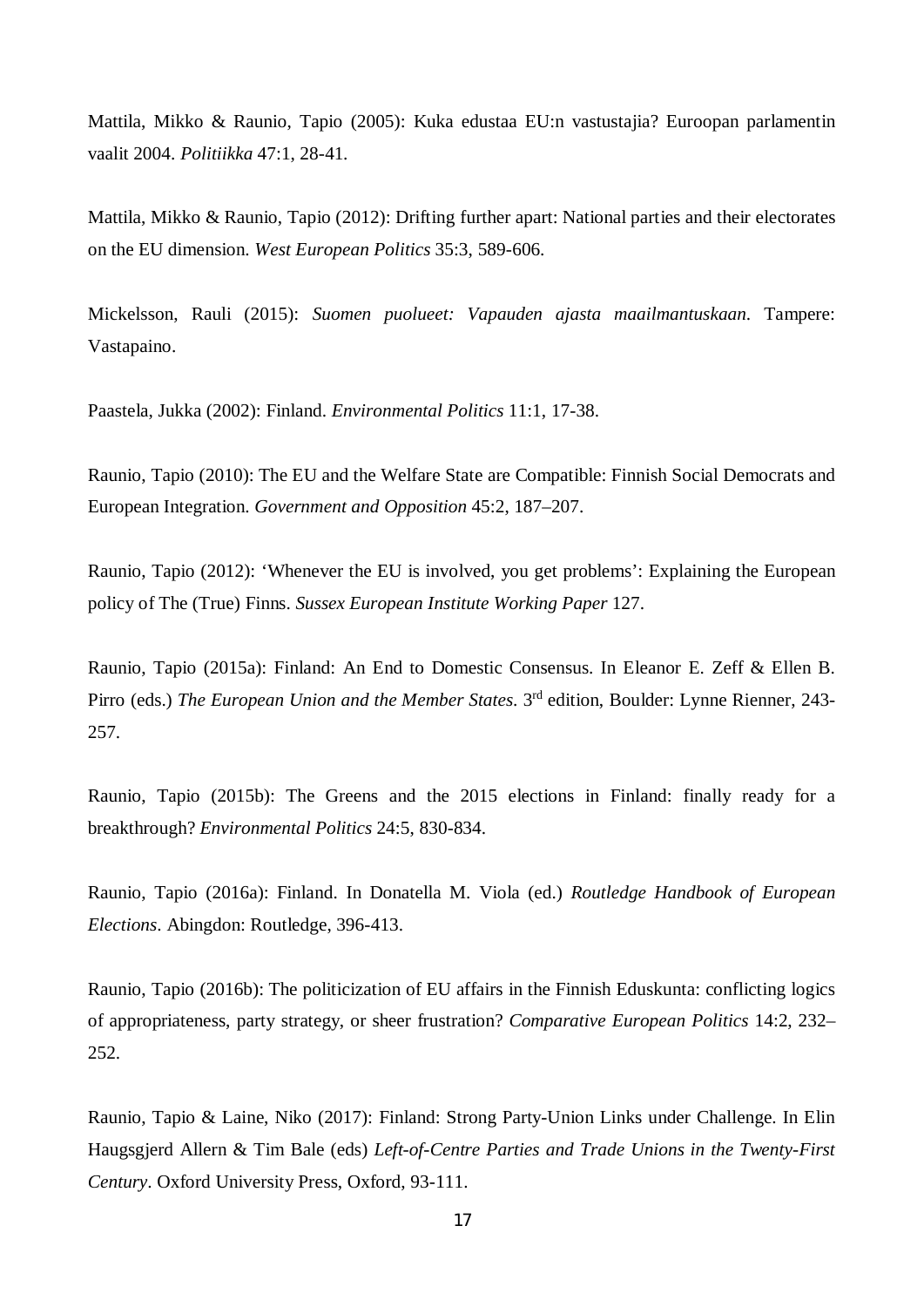Mattila, Mikko & Raunio, Tapio (2005): Kuka edustaa EU:n vastustajia? Euroopan parlamentin vaalit 2004. *Politiikka* 47:1, 28-41.

Mattila, Mikko & Raunio, Tapio (2012): Drifting further apart: National parties and their electorates on the EU dimension. *West European Politics* 35:3, 589-606.

Mickelsson, Rauli (2015): *Suomen puolueet: Vapauden ajasta maailmantuskaan*. Tampere: Vastapaino.

Paastela, Jukka (2002): Finland. *Environmental Politics* 11:1, 17-38.

Raunio, Tapio (2010): The EU and the Welfare State are Compatible: Finnish Social Democrats and European Integration. *Government and Opposition* 45:2, 187–207.

Raunio, Tapio (2012): 'Whenever the EU is involved, you get problems': Explaining the European policy of The (True) Finns. *Sussex European Institute Working Paper* 127.

Raunio, Tapio (2015a): Finland: An End to Domestic Consensus. In Eleanor E. Zeff & Ellen B. Pirro (eds.) *The European Union and the Member States*. 3rd edition, Boulder: Lynne Rienner, 243-257.

Raunio, Tapio (2015b): The Greens and the 2015 elections in Finland: finally ready for a breakthrough? *Environmental Politics* 24:5, 830-834.

Raunio, Tapio (2016a): Finland. In Donatella M. Viola (ed.) *Routledge Handbook of European Elections*. Abingdon: Routledge, 396-413.

Raunio, Tapio (2016b): The politicization of EU affairs in the Finnish Eduskunta: conflicting logics of appropriateness, party strategy, or sheer frustration? *Comparative European Politics* 14:2, 232–252.

Raunio, Tapio & Laine, Niko (2017): Finland: Strong Party-Union Links under Challenge. In Elin Haugsgjerd Allern & Tim Bale (eds) *Left-of-Centre Parties and Trade Unions in the Twenty-First Century*. Oxford University Press, Oxford, 93-111.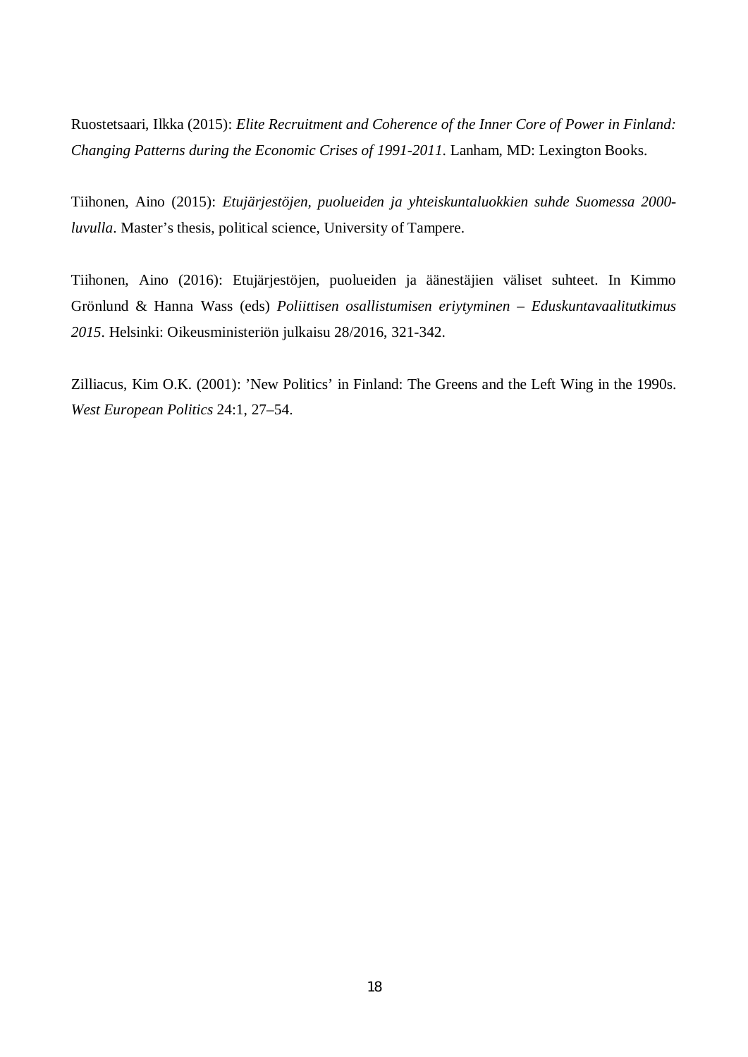Ruostetsaari, Ilkka (2015): *Elite Recruitment and Coherence of the Inner Core of Power in Finland: Changing Patterns during the Economic Crises of 1991-2011*. Lanham, MD: Lexington Books.

Tiihonen, Aino (2015): *Etujärjestöjen, puolueiden ja yhteiskuntaluokkien suhde Suomessa 2000-luvulla*. Master's thesis, political science, University of Tampere.

Tiihonen, Aino (2016): Etujärjestöjen, puolueiden ja äänestäjien väliset suhteet. In Kimmo Grönlund & Hanna Wass (eds) *Poliittisen osallistumisen eriytyminen – Eduskuntavaalitutkimus 2015*. Helsinki: Oikeusministeriön julkaisu 28/2016, 321-342.

Zilliacus, Kim O.K. (2001): 'New Politics' in Finland: The Greens and the Left Wing in the 1990s. *West European Politics* 24:1, 27–54.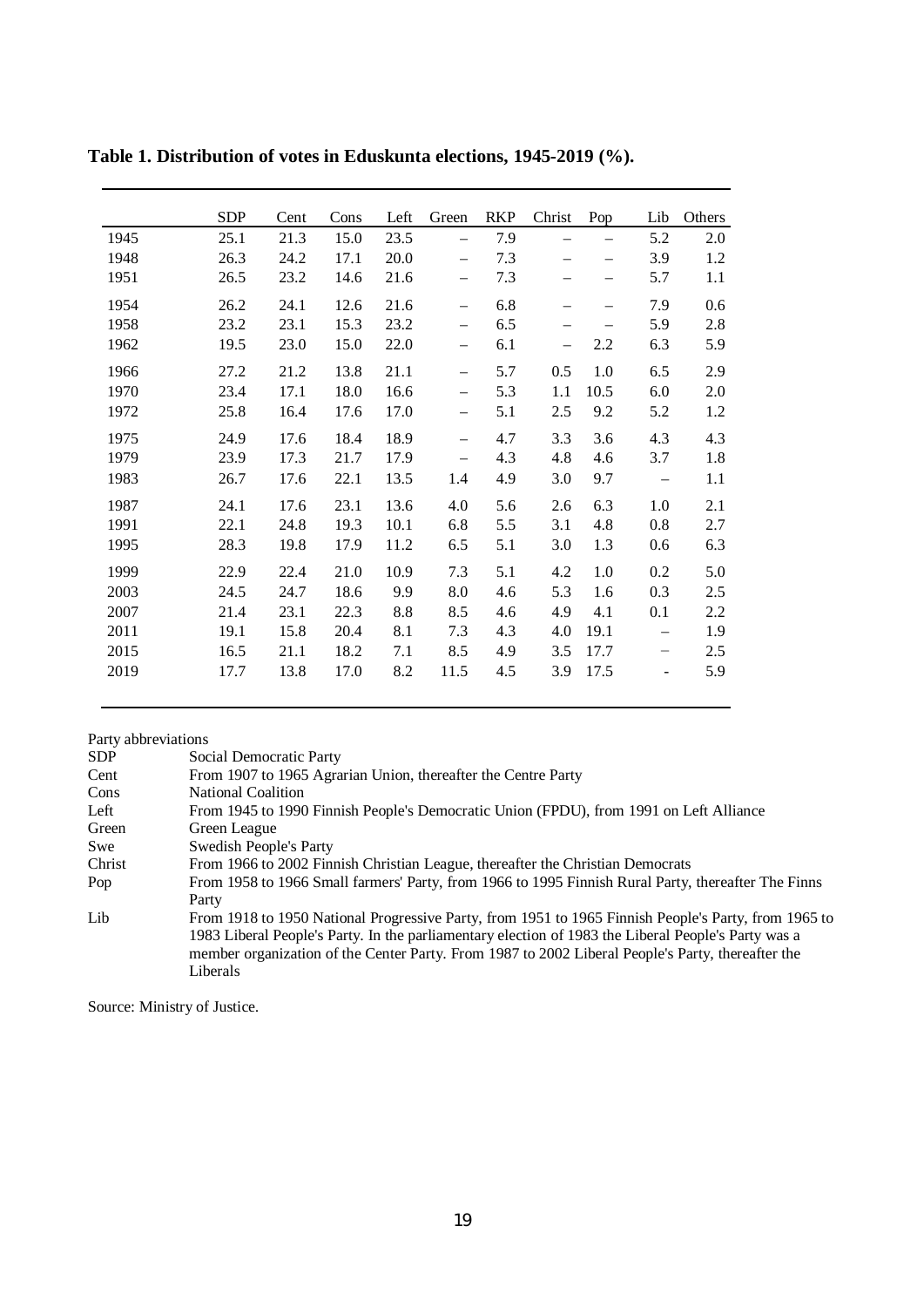**Table 1. Distribution of votes in Eduskunta elections, 1945-2019 (%).**

| | SDP | Cent | Cons | Left | Green | RKP | Christ | Pop | Lib | Others |
|---|---|---|---|---|---|---|---|---|---|---|
| 1945 | 25.1 | 21.3 | 15.0 | 23.5 | – | 7.9 | – | – | 5.2 | 2.0 |
| 1948 | 26.3 | 24.2 | 17.1 | 20.0 | – | 7.3 | – | – | 3.9 | 1.2 |
| 1951 | 26.5 | 23.2 | 14.6 | 21.6 | – | 7.3 | – | – | 5.7 | 1.1 |
| 1954 | 26.2 | 24.1 | 12.6 | 21.6 | – | 6.8 | – | – | 7.9 | 0.6 |
| 1958 | 23.2 | 23.1 | 15.3 | 23.2 | – | 6.5 | – | – | 5.9 | 2.8 |
| 1962 | 19.5 | 23.0 | 15.0 | 22.0 | – | 6.1 | – | 2.2 | 6.3 | 5.9 |
| 1966 | 27.2 | 21.2 | 13.8 | 21.1 | – | 5.7 | 0.5 | 1.0 | 6.5 | 2.9 |
| 1970 | 23.4 | 17.1 | 18.0 | 16.6 | – | 5.3 | 1.1 | 10.5 | 6.0 | 2.0 |
| 1972 | 25.8 | 16.4 | 17.6 | 17.0 | – | 5.1 | 2.5 | 9.2 | 5.2 | 1.2 |
| 1975 | 24.9 | 17.6 | 18.4 | 18.9 | – | 4.7 | 3.3 | 3.6 | 4.3 | 4.3 |
| 1979 | 23.9 | 17.3 | 21.7 | 17.9 | – | 4.3 | 4.8 | 4.6 | 3.7 | 1.8 |
| 1983 | 26.7 | 17.6 | 22.1 | 13.5 | 1.4 | 4.9 | 3.0 | 9.7 | – | 1.1 |
| 1987 | 24.1 | 17.6 | 23.1 | 13.6 | 4.0 | 5.6 | 2.6 | 6.3 | 1.0 | 2.1 |
| 1991 | 22.1 | 24.8 | 19.3 | 10.1 | 6.8 | 5.5 | 3.1 | 4.8 | 0.8 | 2.7 |
| 1995 | 28.3 | 19.8 | 17.9 | 11.2 | 6.5 | 5.1 | 3.0 | 1.3 | 0.6 | 6.3 |
| 1999 | 22.9 | 22.4 | 21.0 | 10.9 | 7.3 | 5.1 | 4.2 | 1.0 | 0.2 | 5.0 |
| 2003 | 24.5 | 24.7 | 18.6 | 9.9 | 8.0 | 4.6 | 5.3 | 1.6 | 0.3 | 2.5 |
| 2007 | 21.4 | 23.1 | 22.3 | 8.8 | 8.5 | 4.6 | 4.9 | 4.1 | 0.1 | 2.2 |
| 2011 | 19.1 | 15.8 | 20.4 | 8.1 | 7.3 | 4.3 | 4.0 | 19.1 | – | 1.9 |
| 2015 | 16.5 | 21.1 | 18.2 | 7.1 | 8.5 | 4.9 | 3.5 | 17.7 | – | 2.5 |
| 2019 | 17.7 | 13.8 | 17.0 | 8.2 | 11.5 | 4.5 | 3.9 | 17.5 | - | 5.9 |

Party abbreviations

| | |
|---|---|
| SDP | Social Democratic Party |
| Cent | From 1907 to 1965 Agrarian Union, thereafter the Centre Party |
| Cons | National Coalition |
| Left | From 1945 to 1990 Finnish People's Democratic Union (FPDU), from 1991 on Left Alliance |
| Green | Green League |
| Swe | Swedish People's Party |
| Christ | From 1966 to 2002 Finnish Christian League, thereafter the Christian Democrats |
| Pop | From 1958 to 1966 Small farmers' Party, from 1966 to 1995 Finnish Rural Party, thereafter The Finns Party |
| Lib | From 1918 to 1950 National Progressive Party, from 1951 to 1965 Finnish People's Party, from 1965 to 1983 Liberal People's Party. In the parliamentary election of 1983 the Liberal People's Party was a member organization of the Center Party. From 1987 to 2002 Liberal People's Party, thereafter the Liberals |

Source: Ministry of Justice.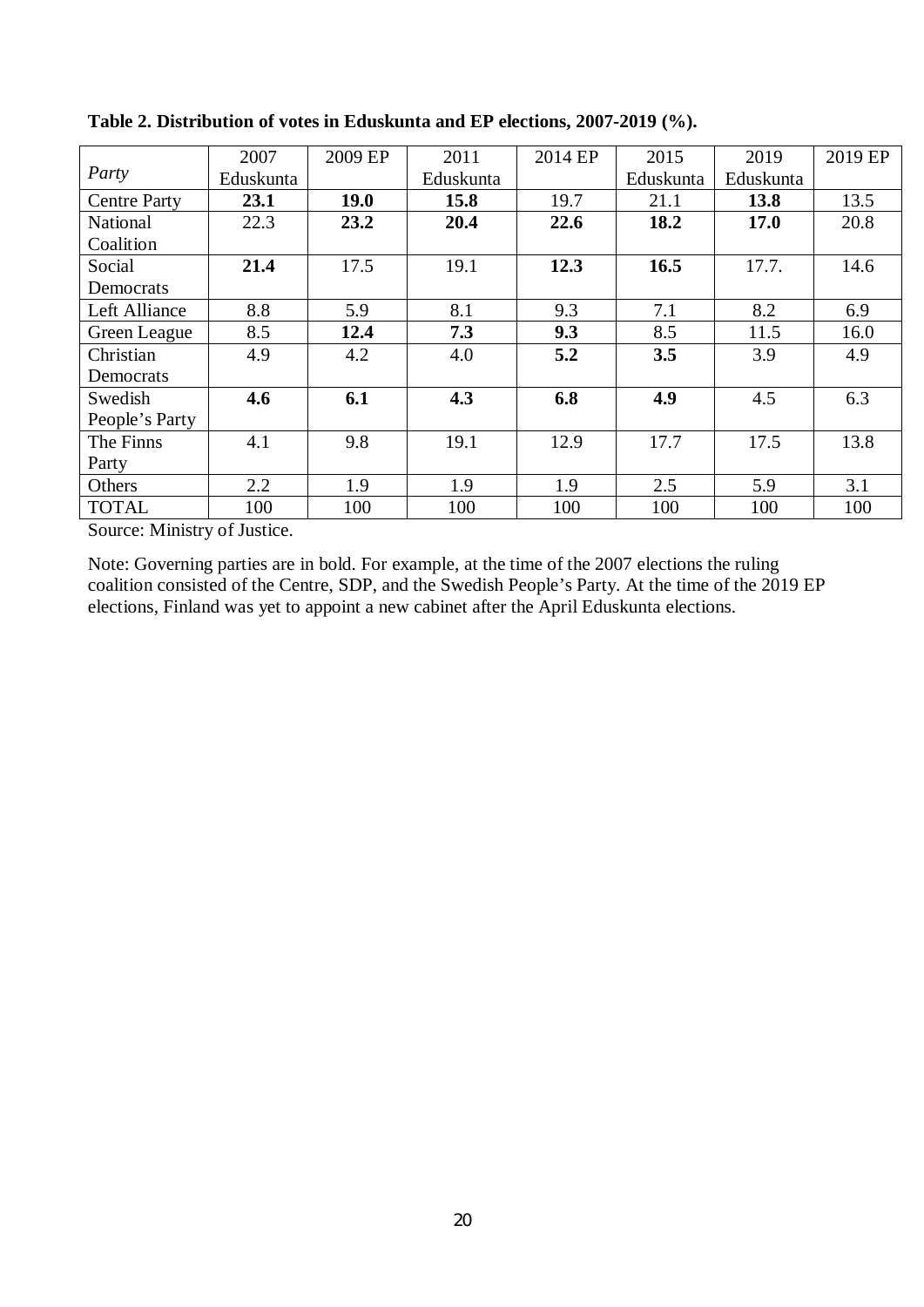**Table 2. Distribution of votes in Eduskunta and EP elections, 2007-2019 (%).**

| *Party* | 2007 Eduskunta | 2009 EP | 2011 Eduskunta | 2014 EP | 2015 Eduskunta | 2019 Eduskunta | 2019 EP |
|---|---|---|---|---|---|---|---|
| Centre Party | **23.1** | **19.0** | **15.8** | 19.7 | 21.1 | **13.8** | 13.5 |
| National Coalition | 22.3 | **23.2** | **20.4** | **22.6** | **18.2** | **17.0** | 20.8 |
| Social Democrats | **21.4** | 17.5 | 19.1 | **12.3** | **16.5** | 17.7. | 14.6 |
| Left Alliance | 8.8 | 5.9 | 8.1 | 9.3 | 7.1 | 8.2 | 6.9 |
| Green League | 8.5 | **12.4** | **7.3** | **9.3** | 8.5 | 11.5 | 16.0 |
| Christian Democrats | 4.9 | 4.2 | 4.0 | **5.2** | **3.5** | 3.9 | 4.9 |
| Swedish People's Party | **4.6** | **6.1** | **4.3** | **6.8** | **4.9** | 4.5 | 6.3 |
| The Finns Party | 4.1 | 9.8 | 19.1 | 12.9 | 17.7 | 17.5 | 13.8 |
| Others | 2.2 | 1.9 | 1.9 | 1.9 | 2.5 | 5.9 | 3.1 |
| TOTAL | 100 | 100 | 100 | 100 | 100 | 100 | 100 |

Source: Ministry of Justice.

Note: Governing parties are in bold. For example, at the time of the 2007 elections the ruling coalition consisted of the Centre, SDP, and the Swedish People's Party. At the time of the 2019 EP elections, Finland was yet to appoint a new cabinet after the April Eduskunta elections.